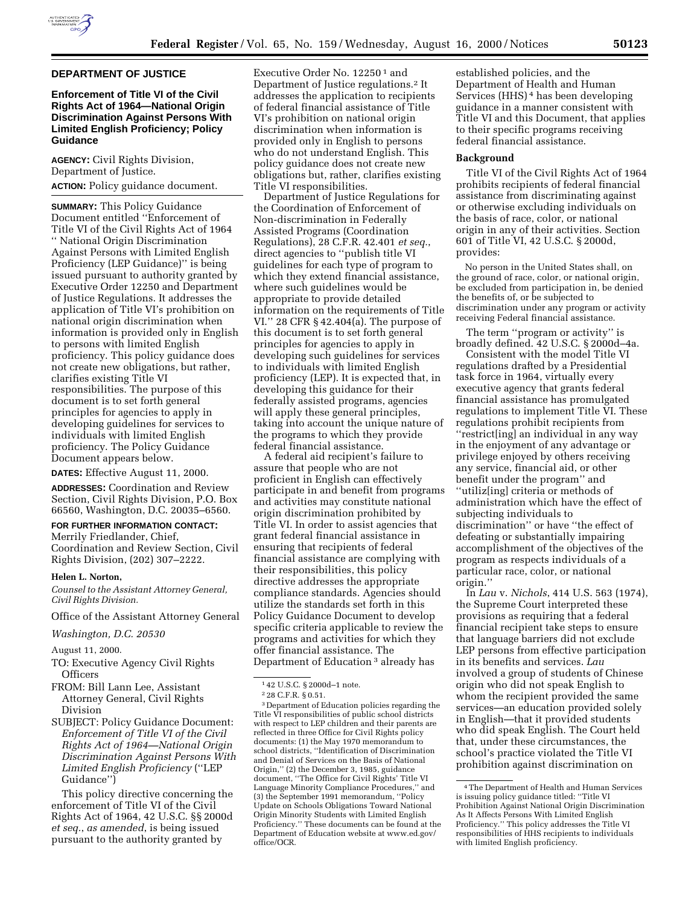## DEPARTMENT OF JUSTICE

### Enforcement of Title VI of the Civil Rights Act of 1964—National Origin Discrimination Against Persons With Limited English Proficiency; Policy Guidance

**AGENCY:** Civil Rights Division, Department of Justice.

**ACTION:** Policy guidance document.

**SUMMARY:** This Policy Guidance Document entitled ''Enforcement of Title VI of the Civil Rights Act of 1964 '' National Origin Discrimination Against Persons with Limited English Proficiency (LEP Guidance)'' is being issued pursuant to authority granted by Executive Order 12250 and Department of Justice Regulations. It addresses the application of Title VI's prohibition on national origin discrimination when information is provided only in English to persons with limited English proficiency. This policy guidance does not create new obligations, but rather, clarifies existing Title VI responsibilities. The purpose of this document is to set forth general principles for agencies to apply in developing guidelines for services to individuals with limited English proficiency. The Policy Guidance Document appears below.

**DATES:** Effective August 11, 2000.

**ADDRESSES:** Coordination and Review Section, Civil Rights Division, P.O. Box 66560, Washington, D.C. 20035–6560.

**FOR FURTHER INFORMATION CONTACT:** Merrily Friedlander, Chief, Coordination and Review Section, Civil Rights Division, (202) 307–2222.

**Helen L. Norton,**

*Counsel to the Assistant Attorney General, Civil Rights Division.*

Office of the Assistant Attorney General

*Washington, D.C. 20530*

August 11, 2000.

TO: Executive Agency Civil Rights Officers

FROM: Bill Lann Lee, Assistant Attorney General, Civil Rights Division

SUBJECT: Policy Guidance Document: *Enforcement of Title VI of the Civil Rights Act of 1964—National Origin Discrimination Against Persons With Limited English Proficiency* (''LEP Guidance'')

This policy directive concerning the enforcement of Title VI of the Civil Rights Act of 1964, 42 U.S.C. §§ 2000d *et seq.*, *as amended*, is being issued pursuant to the authority granted by Executive Order No. 12250 [1] and Department of Justice regulations.[2] It addresses the application to recipients of federal financial assistance of Title VI's prohibition on national origin discrimination when information is provided only in English to persons who do not understand English. This policy guidance does not create new obligations but, rather, clarifies existing Title VI responsibilities.

Department of Justice Regulations for the Coordination of Enforcement of Non-discrimination in Federally Assisted Programs (Coordination Regulations), 28 C.F.R. 42.401 *et seq.*, direct agencies to ''publish title VI guidelines for each type of program to which they extend financial assistance, where such guidelines would be appropriate to provide detailed information on the requirements of Title VI.'' 28 CFR § 42.404(a). The purpose of this document is to set forth general principles for agencies to apply in developing such guidelines for services to individuals with limited English proficiency (LEP). It is expected that, in developing this guidance for their federally assisted programs, agencies will apply these general principles, taking into account the unique nature of the programs to which they provide federal financial assistance.

A federal aid recipient's failure to assure that people who are not proficient in English can effectively participate in and benefit from programs and activities may constitute national origin discrimination prohibited by Title VI. In order to assist agencies that grant federal financial assistance in ensuring that recipients of federal financial assistance are complying with their responsibilities, this policy directive addresses the appropriate compliance standards. Agencies should utilize the standards set forth in this Policy Guidance Document to develop specific criteria applicable to review the programs and activities for which they offer financial assistance. The Department of Education [3] already has established policies, and the Department of Health and Human Services (HHS) [4] has been developing guidance in a manner consistent with Title VI and this Document, that applies to their specific programs receiving federal financial assistance.

### Background

Title VI of the Civil Rights Act of 1964 prohibits recipients of federal financial assistance from discriminating against or otherwise excluding individuals on the basis of race, color, or national origin in any of their activities. Section 601 of Title VI, 42 U.S.C. § 2000d, provides:

> No person in the United States shall, on the ground of race, color, or national origin, be excluded from participation in, be denied the benefits of, or be subjected to discrimination under any program or activity receiving Federal financial assistance.

The term ''program or activity'' is broadly defined. 42 U.S.C. § 2000d–4a.

Consistent with the model Title VI regulations drafted by a Presidential task force in 1964, virtually every executive agency that grants federal financial assistance has promulgated regulations to implement Title VI. These regulations prohibit recipients from ''restrict[ing] an individual in any way in the enjoyment of any advantage or privilege enjoyed by others receiving any service, financial aid, or other benefit under the program'' and ''utiliz[ing] criteria or methods of administration which have the effect of subjecting individuals to discrimination'' or have ''the effect of defeating or substantially impairing accomplishment of the objectives of the program as respects individuals of a particular race, color, or national origin.''

In *Lau* v. *Nichols*, 414 U.S. 563 (1974), the Supreme Court interpreted these provisions as requiring that a federal financial recipient take steps to ensure that language barriers did not exclude LEP persons from effective participation in its benefits and services. *Lau* involved a group of students of Chinese origin who did not speak English to whom the recipient provided the same services—an education provided solely in English—that it provided students who did speak English. The Court held that, under these circumstances, the school's practice violated the Title VI prohibition against discrimination on

---

[1] 42 U.S.C. § 2000d–1 note.

[2] 28 C.F.R. § 0.51.

[3] Department of Education policies regarding the Title VI responsibilities of public school districts with respect to LEP children and their parents are reflected in three Office for Civil Rights policy documents: (1) the May 1970 memorandum to school districts, ''Identification of Discrimination and Denial of Services on the Basis of National Origin,'' (2) the December 3, 1985, guidance document, ''The Office for Civil Rights' Title VI Language Minority Compliance Procedures,'' and (3) the September 1991 memorandum, ''Policy Update on Schools Obligations Toward National Origin Minority Students with Limited English Proficiency.'' These documents can be found at the Department of Education website at www.ed.gov/office/OCR.

[4] The Department of Health and Human Services is issuing policy guidance titled: ''Title VI Prohibition Against National Origin Discrimination As It Affects Persons With Limited English Proficiency.'' This policy addresses the Title VI responsibilities of HHS recipients to individuals with limited English proficiency.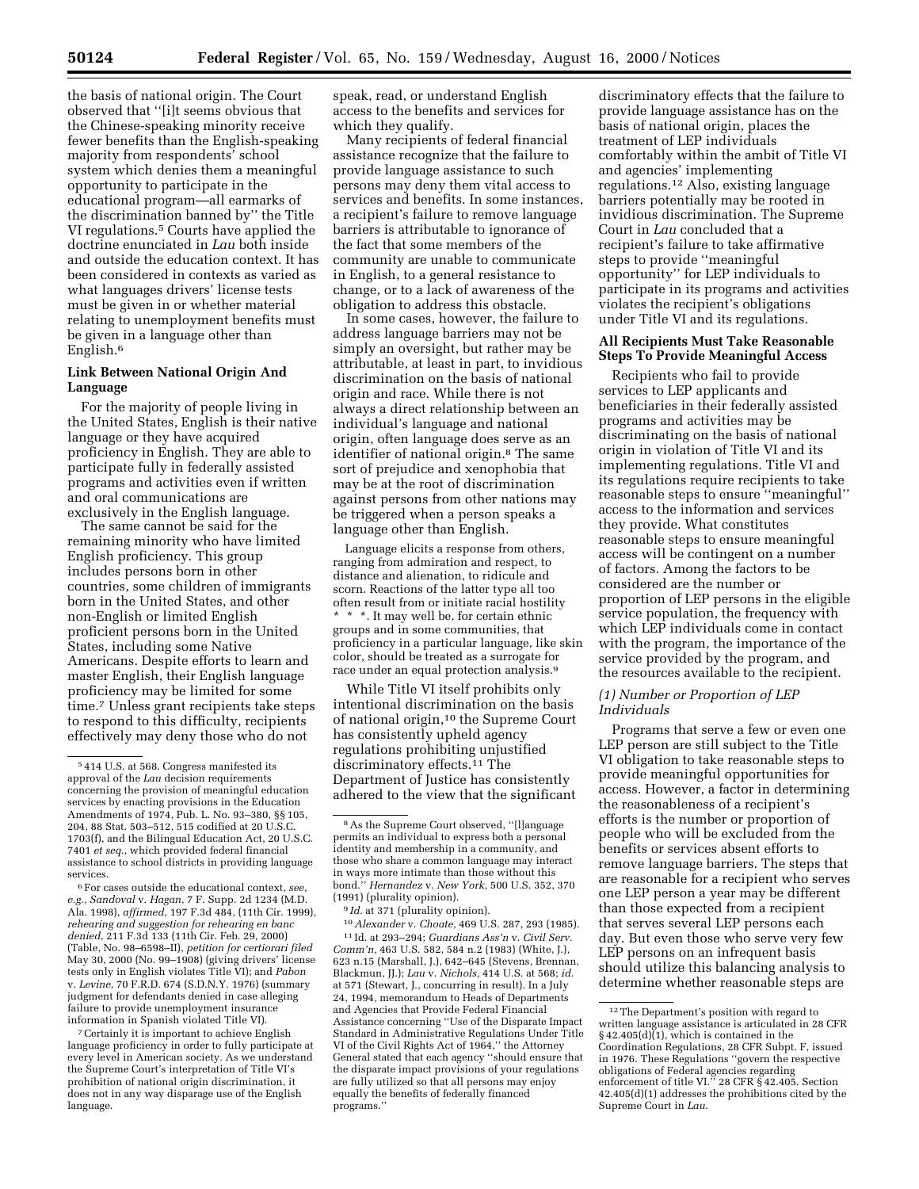the basis of national origin. The Court observed that ''[i]t seems obvious that the Chinese-speaking minority receive fewer benefits than the English-speaking majority from respondents' school system which denies them a meaningful opportunity to participate in the educational program—all earmarks of the discrimination banned by'' the Title VI regulations.[5] Courts have applied the doctrine enunciated in *Lau* both inside and outside the education context. It has been considered in contexts as varied as what languages drivers' license tests must be given in or whether material relating to unemployment benefits must be given in a language other than English.[6]

### Link Between National Origin And Language

For the majority of people living in the United States, English is their native language or they have acquired proficiency in English. They are able to participate fully in federally assisted programs and activities even if written and oral communications are exclusively in the English language.

The same cannot be said for the remaining minority who have limited English proficiency. This group includes persons born in other countries, some children of immigrants born in the United States, and other non-English or limited English proficient persons born in the United States, including some Native Americans. Despite efforts to learn and master English, their English language proficiency may be limited for some time.[7] Unless grant recipients take steps to respond to this difficulty, recipients effectively may deny those who do not speak, read, or understand English access to the benefits and services for which they qualify.

Many recipients of federal financial assistance recognize that the failure to provide language assistance to such persons may deny them vital access to services and benefits. In some instances, a recipient's failure to remove language barriers is attributable to ignorance of the fact that some members of the community are unable to communicate in English, to a general resistance to change, or to a lack of awareness of the obligation to address this obstacle.

In some cases, however, the failure to address language barriers may not be simply an oversight, but rather may be attributable, at least in part, to invidious discrimination on the basis of national origin and race. While there is not always a direct relationship between an individual's language and national origin, often language does serve as an identifier of national origin.[8] The same sort of prejudice and xenophobia that may be at the root of discrimination against persons from other nations may be triggered when a person speaks a language other than English.

> Language elicits a response from others, ranging from admiration and respect, to distance and alienation, to ridicule and scorn. Reactions of the latter type all too often result from or initiate racial hostility * * *. It may well be, for certain ethnic groups and in some communities, that proficiency in a particular language, like skin color, should be treated as a surrogate for race under an equal protection analysis.[9]

While Title VI itself prohibits only intentional discrimination on the basis of national origin,[10] the Supreme Court has consistently upheld agency regulations prohibiting unjustified discriminatory effects.[11] The Department of Justice has consistently adhered to the view that the significant discriminatory effects that the failure to provide language assistance has on the basis of national origin, places the treatment of LEP individuals comfortably within the ambit of Title VI and agencies' implementing regulations.[12] Also, existing language barriers potentially may be rooted in invidious discrimination. The Supreme Court in *Lau* concluded that a recipient's failure to take affirmative steps to provide ''meaningful opportunity'' for LEP individuals to participate in its programs and activities violates the recipient's obligations under Title VI and its regulations.

### All Recipients Must Take Reasonable Steps To Provide Meaningful Access

Recipients who fail to provide services to LEP applicants and beneficiaries in their federally assisted programs and activities may be discriminating on the basis of national origin in violation of Title VI and its implementing regulations. Title VI and its regulations require recipients to take reasonable steps to ensure ''meaningful'' access to the information and services they provide. What constitutes reasonable steps to ensure meaningful access will be contingent on a number of factors. Among the factors to be considered are the number or proportion of LEP persons in the eligible service population, the frequency with which LEP individuals come in contact with the program, the importance of the service provided by the program, and the resources available to the recipient.

#### *(1) Number or Proportion of LEP Individuals*

Programs that serve a few or even one LEP person are still subject to the Title VI obligation to take reasonable steps to provide meaningful opportunities for access. However, a factor in determining the reasonableness of a recipient's efforts is the number or proportion of people who will be excluded from the benefits or services absent efforts to remove language barriers. The steps that are reasonable for a recipient who serves one LEP person a year may be different than those expected from a recipient that serves several LEP persons each day. But even those who serve very few LEP persons on an infrequent basis should utilize this balancing analysis to determine whether reasonable steps are

---

[5] 414 U.S. at 568. Congress manifested its approval of the *Lau* decision requirements concerning the provision of meaningful education services by enacting provisions in the Education Amendments of 1974, Pub. L. No. 93–380, §§ 105, 204, 88 Stat. 503–512, 515 codified at 20 U.S.C. 1703(f), and the Bilingual Education Act, 20 U.S.C. 7401 *et seq.*, which provided federal financial assistance to school districts in providing language services.

[6] For cases outside the educational context, *see, e.g.*, *Sandoval* v. *Hagan*, 7 F. Supp. 2d 1234 (M.D. Ala. 1998), *affirmed*, 197 F.3d 484, (11th Cir. 1999), *rehearing and suggestion for rehearing en banc denied*, 211 F.3d 133 (11th Cir. Feb. 29, 2000) (Table, No. 98–6598–II), *petition for certiorari filed* May 30, 2000 (No. 99–1908) (giving drivers' license tests only in English violates Title VI); and *Pabon* v. *Levine*, 70 F.R.D. 674 (S.D.N.Y. 1976) (summary judgment for defendants denied in case alleging failure to provide unemployment insurance information in Spanish violated Title VI).

[7] Certainly it is important to achieve English language proficiency in order to fully participate at every level in American society. As we understand the Supreme Court's interpretation of Title VI's prohibition of national origin discrimination, it does not in any way disparage use of the English language.

[8] As the Supreme Court observed, ''[l]anguage permits an individual to express both a personal identity and membership in a community, and those who share a common language may interact in ways more intimate than those without this bond.'' *Hernandez* v. *New York*, 500 U.S. 352, 370 (1991) (plurality opinion).

[9] *Id.* at 371 (plurality opinion).

[10] *Alexander* v. *Choate*, 469 U.S. 287, 293 (1985).

[11] Id. at 293–294; *Guardians Ass'n* v. *Civil Serv. Comm'n*, 463 U.S. 582, 584 n.2 (1983) (White, J.), 623 n.15 (Marshall, J.), 642–645 (Stevens, Brennan, Blackmun, JJ.); *Lau* v. *Nichols*, 414 U.S. at 568; *id.* at 571 (Stewart, J., concurring in result). In a July 24, 1994, memorandum to Heads of Departments and Agencies that Provide Federal Financial Assistance concerning ''Use of the Disparate Impact Standard in Administrative Regulations Under Title VI of the Civil Rights Act of 1964,'' the Attorney General stated that each agency ''should ensure that the disparate impact provisions of your regulations are fully utilized so that all persons may enjoy equally the benefits of federally financed programs.''

[12] The Department's position with regard to written language assistance is articulated in 28 CFR § 42.405(d)(1), which is contained in the Coordination Regulations, 28 CFR Subpt. F, issued in 1976. These Regulations ''govern the respective obligations of Federal agencies regarding enforcement of title VI.'' 28 CFR § 42.405. Section 42.405(d)(1) addresses the prohibitions cited by the Supreme Court in *Lau*.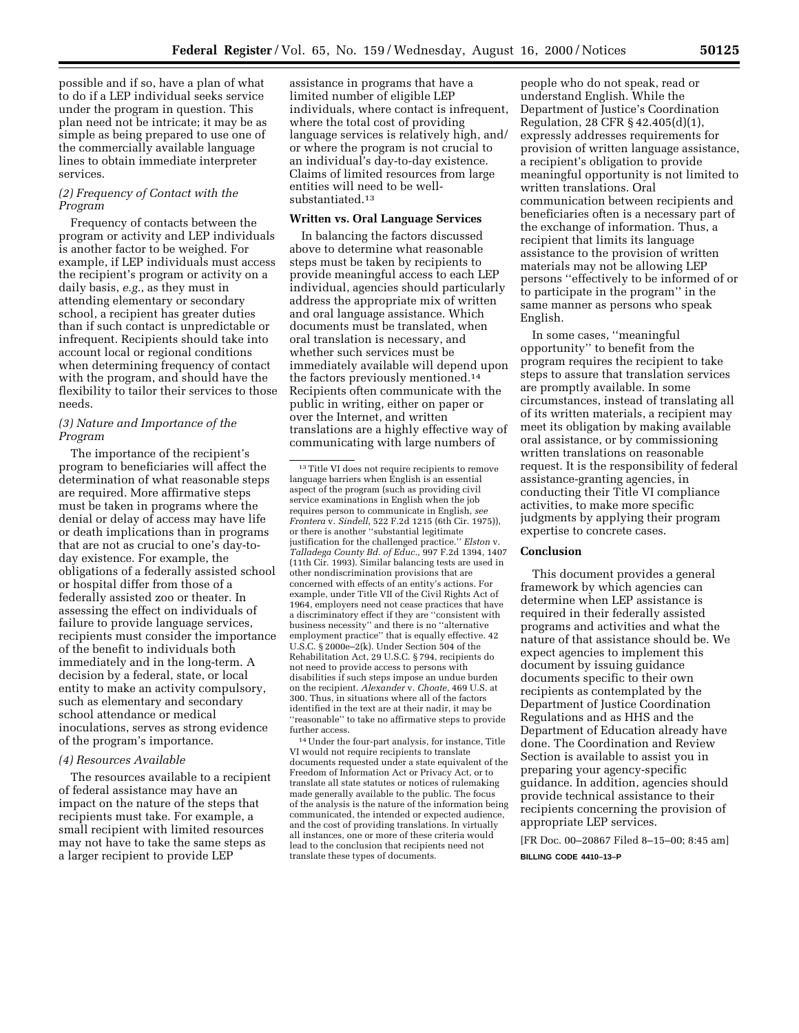possible and if so, have a plan of what to do if a LEP individual seeks service under the program in question. This plan need not be intricate; it may be as simple as being prepared to use one of the commercially available language lines to obtain immediate interpreter services.

*(2) Frequency of Contact with the Program*

Frequency of contacts between the program or activity and LEP individuals is another factor to be weighed. For example, if LEP individuals must access the recipient's program or activity on a daily basis, *e.g.*, as they must in attending elementary or secondary school, a recipient has greater duties than if such contact is unpredictable or infrequent. Recipients should take into account local or regional conditions when determining frequency of contact with the program, and should have the flexibility to tailor their services to those needs.

*(3) Nature and Importance of the Program*

The importance of the recipient's program to beneficiaries will affect the determination of what reasonable steps are required. More affirmative steps must be taken in programs where the denial or delay of access may have life or death implications than in programs that are not as crucial to one's day-to-day existence. For example, the obligations of a federally assisted school or hospital differ from those of a federally assisted zoo or theater. In assessing the effect on individuals of failure to provide language services, recipients must consider the importance of the benefit to individuals both immediately and in the long-term. A decision by a federal, state, or local entity to make an activity compulsory, such as elementary and secondary school attendance or medical inoculations, serves as strong evidence of the program's importance.

*(4) Resources Available*

The resources available to a recipient of federal assistance may have an impact on the nature of the steps that recipients must take. For example, a small recipient with limited resources may not have to take the same steps as a larger recipient to provide LEP assistance in programs that have a limited number of eligible LEP individuals, where contact is infrequent, where the total cost of providing language services is relatively high, and/or where the program is not crucial to an individual's day-to-day existence. Claims of limited resources from large entities will need to be well-substantiated.[13]

**Written vs. Oral Language Services**

In balancing the factors discussed above to determine what reasonable steps must be taken by recipients to provide meaningful access to each LEP individual, agencies should particularly address the appropriate mix of written and oral language assistance. Which documents must be translated, when oral translation is necessary, and whether such services must be immediately available will depend upon the factors previously mentioned.[14] Recipients often communicate with the public in writing, either on paper or over the Internet, and written translations are a highly effective way of communicating with large numbers of people who do not speak, read or understand English. While the Department of Justice's Coordination Regulation, 28 CFR § 42.405(d)(1), expressly addresses requirements for provision of written language assistance, a recipient's obligation to provide meaningful opportunity is not limited to written translations. Oral communication between recipients and beneficiaries often is a necessary part of the exchange of information. Thus, a recipient that limits its language assistance to the provision of written materials may not be allowing LEP persons "effectively to be informed of or to participate in the program" in the same manner as persons who speak English.

In some cases, "meaningful opportunity" to benefit from the program requires the recipient to take steps to assure that translation services are promptly available. In some circumstances, instead of translating all of its written materials, a recipient may meet its obligation by making available oral assistance, or by commissioning written translations on reasonable request. It is the responsibility of federal assistance-granting agencies, in conducting their Title VI compliance activities, to make more specific judgments by applying their program expertise to concrete cases.

**Conclusion**

This document provides a general framework by which agencies can determine when LEP assistance is required in their federally assisted programs and activities and what the nature of that assistance should be. We expect agencies to implement this document by issuing guidance documents specific to their own recipients as contemplated by the Department of Justice Coordination Regulations and as HHS and the Department of Education already have done. The Coordination and Review Section is available to assist you in preparing your agency-specific guidance. In addition, agencies should provide technical assistance to their recipients concerning the provision of appropriate LEP services.

[FR Doc. 00–20867 Filed 8–15–00; 8:45 am]

**BILLING CODE 4410–13–P**

---

[13] Title VI does not require recipients to remove language barriers when English is an essential aspect of the program (such as providing civil service examinations in English when the job requires person to communicate in English, *see Frontera* v. *Sindell,* 522 F.2d 1215 (6th Cir. 1975)), or there is another "substantial legitimate justification for the challenged practice." *Elston* v. *Talladega County Bd. of Educ.,* 997 F.2d 1394, 1407 (11th Cir. 1993). Similar balancing tests are used in other nondiscrimination provisions that are concerned with effects of an entity's actions. For example, under Title VII of the Civil Rights Act of 1964, employers need not cease practices that have a discriminatory effect if they are "consistent with business necessity" and there is no "alternative employment practice" that is equally effective. 42 U.S.C. § 2000e–2(k). Under Section 504 of the Rehabilitation Act, 29 U.S.C. § 794, recipients do not need to provide access to persons with disabilities if such steps impose an undue burden on the recipient. *Alexander* v. *Choate,* 469 U.S. at 300. Thus, in situations where all of the factors identified in the text are at their nadir, it may be "reasonable" to take no affirmative steps to provide further access.

[14] Under the four-part analysis, for instance, Title VI would not require recipients to translate documents requested under a state equivalent of the Freedom of Information Act or Privacy Act, or to translate all state statutes or notices of rulemaking made generally available to the public. The focus of the analysis is the nature of the information being communicated, the intended or expected audience, and the cost of providing translations. In virtually all instances, one or more of these criteria would lead to the conclusion that recipients need not translate these types of documents.